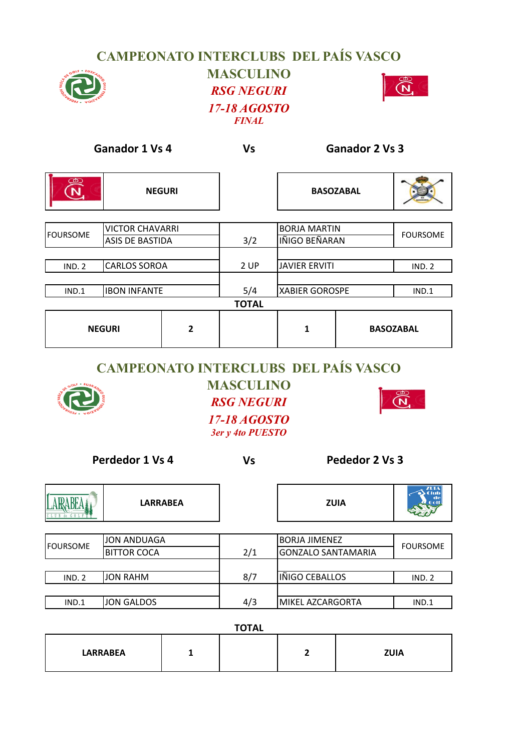# CAMPEONATO INTERCLUBS DEL PAÍS VASCO

## MASCULINO

***RSG NEGURI***

***17-18 AGOSTO***

***FINAL***

| Ganador 1 Vs 4 | Vs | Ganador 2 Vs 3 |
|---|---|---|
| NEGURI | | BASOZABAL |

| | | | | |
|---|---|---|---|---|
| FOURSOME | VICTOR CHAVARRI<br>ASIS DE BASTIDA | 3/2 | BORJA MARTIN<br>IÑIGO BEÑARAN | FOURSOME |
| IND. 2 | CARLOS SOROA | 2 UP | JAVIER ERVITI | IND. 2 |
| IND.1 | IBON INFANTE | 5/4 | XABIER GOROSPE | IND.1 |

**TOTAL**

| | | | | |
|---|---|---|---|---|
| NEGURI | 2 | | 1 | BASOZABAL |

# CAMPEONATO INTERCLUBS DEL PAÍS VASCO

## MASCULINO

***RSG NEGURI***

***17-18 AGOSTO***

***3er y 4to PUESTO***

| Perdedor 1 Vs 4 | Vs | Pededor 2 Vs 3 |
|---|---|---|
| LARRABEA | | ZUIA |

| | | | | |
|---|---|---|---|---|
| FOURSOME | JON ANDUAGA<br>BITTOR COCA | 2/1 | BORJA JIMENEZ<br>GONZALO SANTAMARIA | FOURSOME |
| IND. 2 | JON RAHM | 8/7 | IÑIGO CEBALLOS | IND. 2 |
| IND.1 | JON GALDOS | 4/3 | MIKEL AZCARGORTA | IND.1 |

**TOTAL**

| | | | | |
|---|---|---|---|---|
| LARRABEA | 1 | | 2 | ZUIA |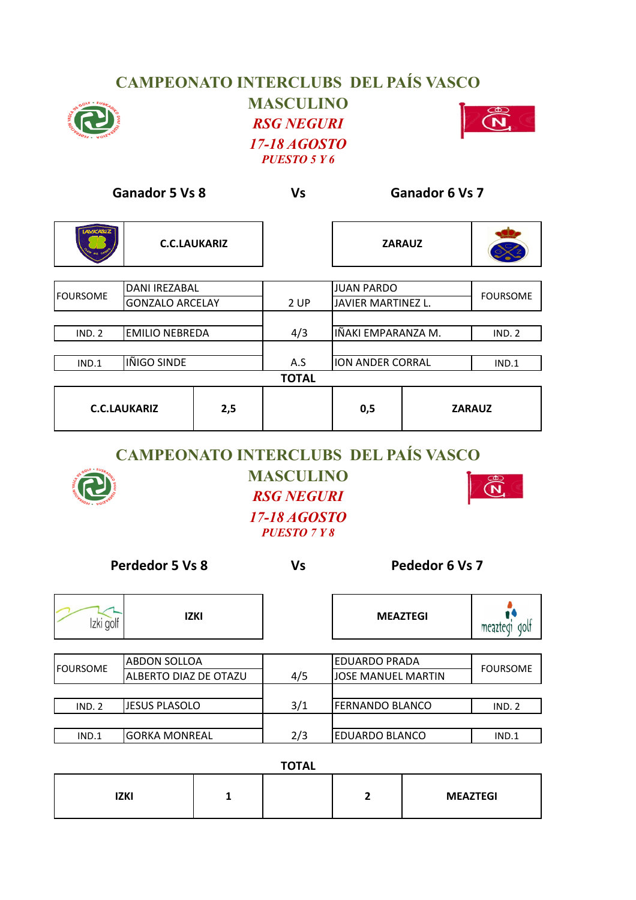# CAMPEONATO INTERCLUBS DEL PAÍS VASCO

## MASCULINO

***RSG NEGURI***

***17-18 AGOSTO***

***PUESTO 5 Y 6***

| Ganador 5 Vs 8 | | Vs | Ganador 6 Vs 7 | |
|---|---|---|---|---|
| | C.C.LAUKARIZ | | ZARAUZ | |
| FOURSOME | DANI IREZABAL / GONZALO ARCELAY | 2 UP | JUAN PARDO / JAVIER MARTINEZ L. | FOURSOME |
| IND. 2 | EMILIO NEBREDA | 4/3 | IÑAKI EMPARANZA M. | IND. 2 |
| IND.1 | IÑIGO SINDE | A.S | ION ANDER CORRAL | IND.1 |

**TOTAL**

| C.C.LAUKARIZ | 2,5 | | 0,5 | ZARAUZ |
|---|---|---|---|---|

# CAMPEONATO INTERCLUBS DEL PAÍS VASCO

## MASCULINO

***RSG NEGURI***

***17-18 AGOSTO***

***PUESTO 7 Y 8***

| Perdedor 5 Vs 8 | | Vs | Pededor 6 Vs 7 | |
|---|---|---|---|---|
| Izki golf | IZKI | | MEAZTEGI | meaztegi golf |
| FOURSOME | ABDON SOLLOA / ALBERTO DIAZ DE OTAZU | 4/5 | EDUARDO PRADA / JOSE MANUEL MARTIN | FOURSOME |
| IND. 2 | JESUS PLASOLO | 3/1 | FERNANDO BLANCO | IND. 2 |
| IND.1 | GORKA MONREAL | 2/3 | EDUARDO BLANCO | IND.1 |

**TOTAL**

| IZKI | 1 | | 2 | MEAZTEGI |
|---|---|---|---|---|